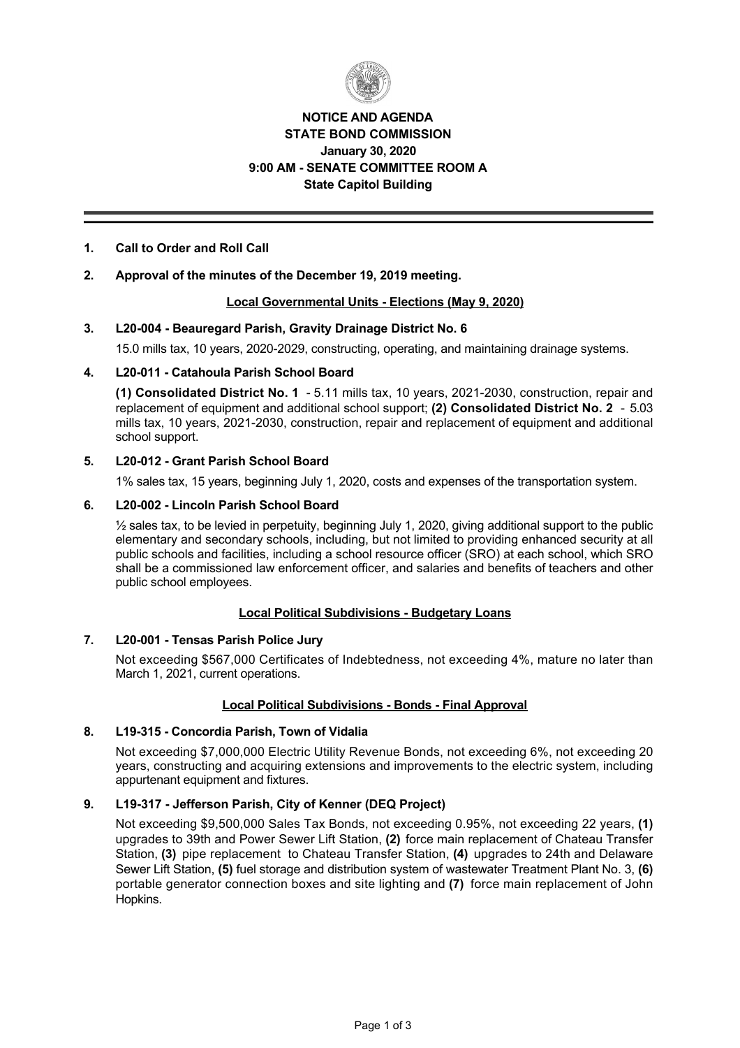# NOTICE AND AGENDA
# STATE BOND COMMISSION
## January 30, 2020
## 9:00 AM - SENATE COMMITTEE ROOM A
## State Capitol Building

---

**1. Call to Order and Roll Call**

**2. Approval of the minutes of the December 19, 2019 meeting.**

**Local Governmental Units - Elections (May 9, 2020)**

**3. L20-004 - Beauregard Parish, Gravity Drainage District No. 6**

15.0 mills tax, 10 years, 2020-2029, constructing, operating, and maintaining drainage systems.

**4. L20-011 - Catahoula Parish School Board**

**(1) Consolidated District No. 1** - 5.11 mills tax, 10 years, 2021-2030, construction, repair and replacement of equipment and additional school support; **(2) Consolidated District No. 2** - 5.03 mills tax, 10 years, 2021-2030, construction, repair and replacement of equipment and additional school support.

**5. L20-012 - Grant Parish School Board**

1% sales tax, 15 years, beginning July 1, 2020, costs and expenses of the transportation system.

**6. L20-002 - Lincoln Parish School Board**

½ sales tax, to be levied in perpetuity, beginning July 1, 2020, giving additional support to the public elementary and secondary schools, including, but not limited to providing enhanced security at all public schools and facilities, including a school resource officer (SRO) at each school, which SRO shall be a commissioned law enforcement officer, and salaries and benefits of teachers and other public school employees.

**Local Political Subdivisions - Budgetary Loans**

**7. L20-001 - Tensas Parish Police Jury**

Not exceeding $567,000 Certificates of Indebtedness, not exceeding 4%, mature no later than March 1, 2021, current operations.

**Local Political Subdivisions - Bonds - Final Approval**

**8. L19-315 - Concordia Parish, Town of Vidalia**

Not exceeding $7,000,000 Electric Utility Revenue Bonds, not exceeding 6%, not exceeding 20 years, constructing and acquiring extensions and improvements to the electric system, including appurtenant equipment and fixtures.

**9. L19-317 - Jefferson Parish, City of Kenner (DEQ Project)**

Not exceeding $9,500,000 Sales Tax Bonds, not exceeding 0.95%, not exceeding 22 years, **(1)** upgrades to 39th and Power Sewer Lift Station, **(2)** force main replacement of Chateau Transfer Station, **(3)** pipe replacement to Chateau Transfer Station, **(4)** upgrades to 24th and Delaware Sewer Lift Station, **(5)** fuel storage and distribution system of wastewater Treatment Plant No. 3, **(6)** portable generator connection boxes and site lighting and **(7)** force main replacement of John Hopkins.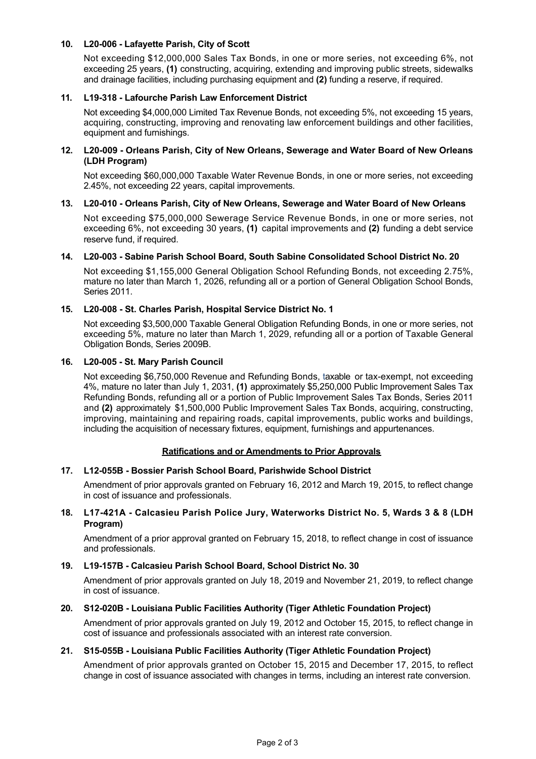**10. L20-006 - Lafayette Parish, City of Scott**

Not exceeding $12,000,000 Sales Tax Bonds, in one or more series, not exceeding 6%, not exceeding 25 years, **(1)** constructing, acquiring, extending and improving public streets, sidewalks and drainage facilities, including purchasing equipment and **(2)** funding a reserve, if required.

**11. L19-318 - Lafourche Parish Law Enforcement District**

Not exceeding $4,000,000 Limited Tax Revenue Bonds, not exceeding 5%, not exceeding 15 years, acquiring, constructing, improving and renovating law enforcement buildings and other facilities, equipment and furnishings.

**12. L20-009 - Orleans Parish, City of New Orleans, Sewerage and Water Board of New Orleans (LDH Program)**

Not exceeding $60,000,000 Taxable Water Revenue Bonds, in one or more series, not exceeding 2.45%, not exceeding 22 years, capital improvements.

**13. L20-010 - Orleans Parish, City of New Orleans, Sewerage and Water Board of New Orleans**

Not exceeding $75,000,000 Sewerage Service Revenue Bonds, in one or more series, not exceeding 6%, not exceeding 30 years, **(1)** capital improvements and **(2)** funding a debt service reserve fund, if required.

**14. L20-003 - Sabine Parish School Board, South Sabine Consolidated School District No. 20**

Not exceeding $1,155,000 General Obligation School Refunding Bonds, not exceeding 2.75%, mature no later than March 1, 2026, refunding all or a portion of General Obligation School Bonds, Series 2011.

**15. L20-008 - St. Charles Parish, Hospital Service District No. 1**

Not exceeding $3,500,000 Taxable General Obligation Refunding Bonds, in one or more series, not exceeding 5%, mature no later than March 1, 2029, refunding all or a portion of Taxable General Obligation Bonds, Series 2009B.

**16. L20-005 - St. Mary Parish Council**

Not exceeding $6,750,000 Revenue and Refunding Bonds, taxable or tax-exempt, not exceeding 4%, mature no later than July 1, 2031, **(1)** approximately $5,250,000 Public Improvement Sales Tax Refunding Bonds, refunding all or a portion of Public Improvement Sales Tax Bonds, Series 2011 and **(2)** approximately $1,500,000 Public Improvement Sales Tax Bonds, acquiring, constructing, improving, maintaining and repairing roads, capital improvements, public works and buildings, including the acquisition of necessary fixtures, equipment, furnishings and appurtenances.

## Ratifications and or Amendments to Prior Approvals

**17. L12-055B - Bossier Parish School Board, Parishwide School District**

Amendment of prior approvals granted on February 16, 2012 and March 19, 2015, to reflect change in cost of issuance and professionals.

**18. L17-421A - Calcasieu Parish Police Jury, Waterworks District No. 5, Wards 3 & 8 (LDH Program)**

Amendment of a prior approval granted on February 15, 2018, to reflect change in cost of issuance and professionals.

**19. L19-157B - Calcasieu Parish School Board, School District No. 30**

Amendment of prior approvals granted on July 18, 2019 and November 21, 2019, to reflect change in cost of issuance.

**20. S12-020B - Louisiana Public Facilities Authority (Tiger Athletic Foundation Project)**

Amendment of prior approvals granted on July 19, 2012 and October 15, 2015, to reflect change in cost of issuance and professionals associated with an interest rate conversion.

**21. S15-055B - Louisiana Public Facilities Authority (Tiger Athletic Foundation Project)**

Amendment of prior approvals granted on October 15, 2015 and December 17, 2015, to reflect change in cost of issuance associated with changes in terms, including an interest rate conversion.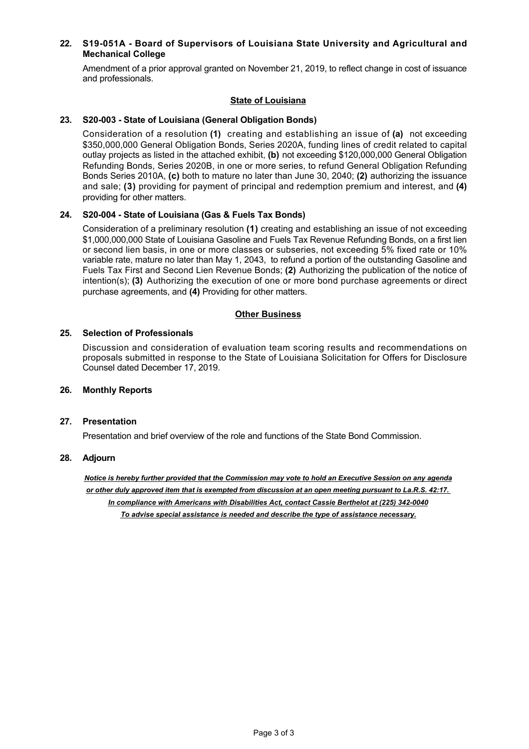**22. S19-051A - Board of Supervisors of Louisiana State University and Agricultural and Mechanical College**

Amendment of a prior approval granted on November 21, 2019, to reflect change in cost of issuance and professionals.

## State of Louisiana

**23. S20-003 - State of Louisiana (General Obligation Bonds)**

Consideration of a resolution **(1)** creating and establishing an issue of **(a)** not exceeding $350,000,000 General Obligation Bonds, Series 2020A, funding lines of credit related to capital outlay projects as listed in the attached exhibit, **(b)** not exceeding $120,000,000 General Obligation Refunding Bonds, Series 2020B, in one or more series, to refund General Obligation Refunding Bonds Series 2010A, **(c)** both to mature no later than June 30, 2040; **(2)** authorizing the issuance and sale; **(3)** providing for payment of principal and redemption premium and interest, and **(4)** providing for other matters.

**24. S20-004 - State of Louisiana (Gas & Fuels Tax Bonds)**

Consideration of a preliminary resolution **(1)** creating and establishing an issue of not exceeding $1,000,000,000 State of Louisiana Gasoline and Fuels Tax Revenue Refunding Bonds, on a first lien or second lien basis, in one or more classes or subseries, not exceeding 5% fixed rate or 10% variable rate, mature no later than May 1, 2043, to refund a portion of the outstanding Gasoline and Fuels Tax First and Second Lien Revenue Bonds; **(2)** Authorizing the publication of the notice of intention(s); **(3)** Authorizing the execution of one or more bond purchase agreements or direct purchase agreements, and **(4)** Providing for other matters.

## Other Business

**25. Selection of Professionals**

Discussion and consideration of evaluation team scoring results and recommendations on proposals submitted in response to the State of Louisiana Solicitation for Offers for Disclosure Counsel dated December 17, 2019.

**26. Monthly Reports**

**27. Presentation**

Presentation and brief overview of the role and functions of the State Bond Commission.

**28. Adjourn**

***Notice is hereby further provided that the Commission may vote to hold an Executive Session on any agenda or other duly approved item that is exempted from discussion at an open meeting pursuant to La.R.S. 42:17.***

***In compliance with Americans with Disabilities Act, contact Cassie Berthelot at (225) 342-0040***

***To advise special assistance is needed and describe the type of assistance necessary.***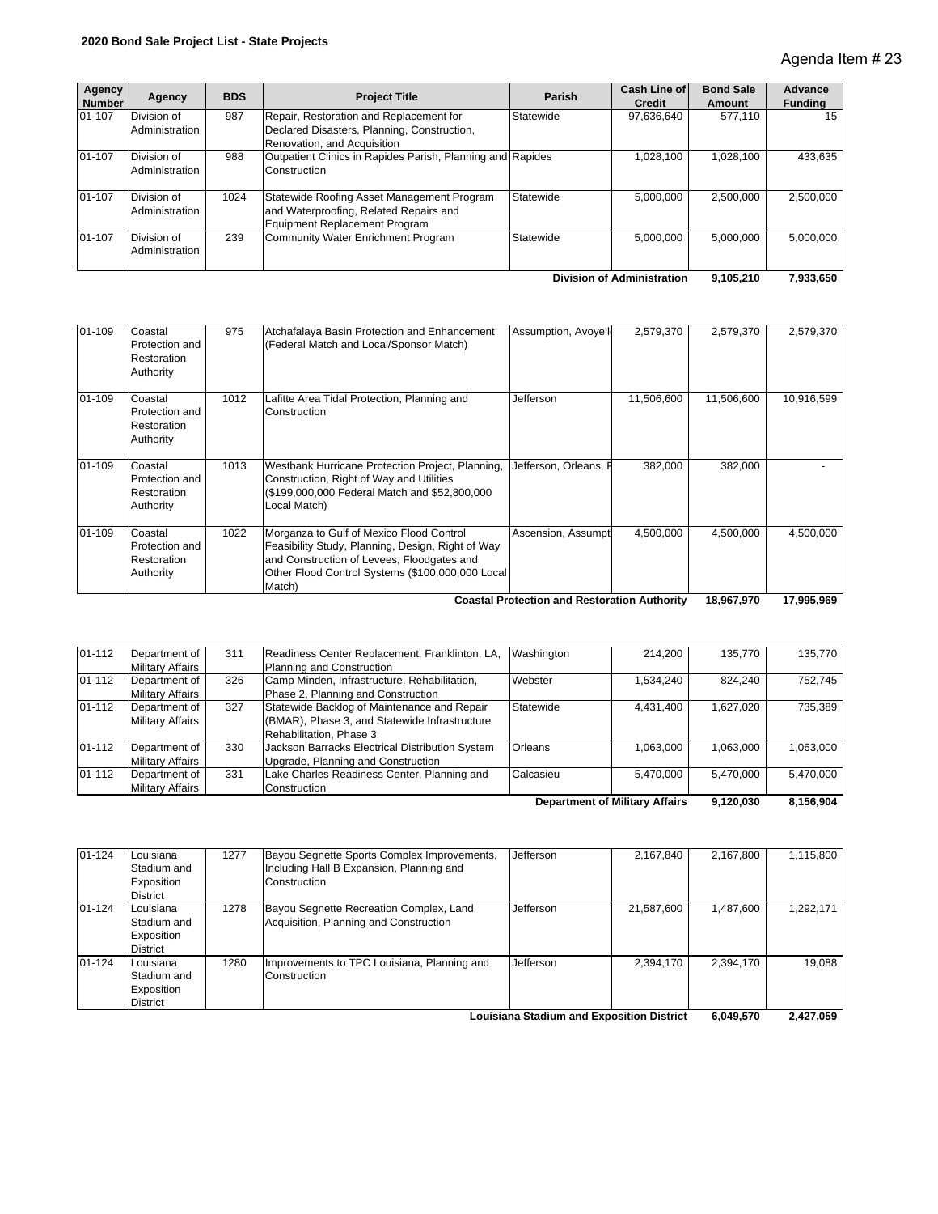**2020 Bond Sale Project List - State Projects**

Agenda Item # 23

| Agency Number | Agency | BDS | Project Title | Parish | Cash Line of Credit | Bond Sale Amount | Advance Funding |
|---|---|---|---|---|---|---|---|
| 01-107 | Division of Administration | 987 | Repair, Restoration and Replacement for Declared Disasters, Planning, Construction, Renovation, and Acquisition | Statewide | 97,636,640 | 577,110 | 15 |
| 01-107 | Division of Administration | 988 | Outpatient Clinics in Rapides Parish, Planning and Construction | Rapides | 1,028,100 | 1,028,100 | 433,635 |
| 01-107 | Division of Administration | 1024 | Statewide Roofing Asset Management Program and Waterproofing, Related Repairs and Equipment Replacement Program | Statewide | 5,000,000 | 2,500,000 | 2,500,000 |
| 01-107 | Division of Administration | 239 | Community Water Enrichment Program | Statewide | 5,000,000 | 5,000,000 | 5,000,000 |
| | | | | | **Division of Administration** | **9,105,210** | **7,933,650** |

| Agency Number | Agency | BDS | Project Title | Parish | Cash Line of Credit | Bond Sale Amount | Advance Funding |
|---|---|---|---|---|---|---|---|
| 01-109 | Coastal Protection and Restoration Authority | 975 | Atchafalaya Basin Protection and Enhancement (Federal Match and Local/Sponsor Match) | Assumption, Avoyell | 2,579,370 | 2,579,370 | 2,579,370 |
| 01-109 | Coastal Protection and Restoration Authority | 1012 | Lafitte Area Tidal Protection, Planning and Construction | Jefferson | 11,506,600 | 11,506,600 | 10,916,599 |
| 01-109 | Coastal Protection and Restoration Authority | 1013 | Westbank Hurricane Protection Project, Planning, Construction, Right of Way and Utilities ($199,000,000 Federal Match and $52,800,000 Local Match) | Jefferson, Orleans, P | 382,000 | 382,000 | - |
| 01-109 | Coastal Protection and Restoration Authority | 1022 | Morganza to Gulf of Mexico Flood Control Feasibility Study, Planning, Design, Right of Way and Construction of Levees, Floodgates and Other Flood Control Systems ($100,000,000 Local Match) | Ascension, Assumpt | 4,500,000 | 4,500,000 | 4,500,000 |
| | | | | | **Coastal Protection and Restoration Authority** | **18,967,970** | **17,995,969** |

| Agency Number | Agency | BDS | Project Title | Parish | Cash Line of Credit | Bond Sale Amount | Advance Funding |
|---|---|---|---|---|---|---|---|
| 01-112 | Department of Military Affairs | 311 | Readiness Center Replacement, Franklinton, LA, Planning and Construction | Washington | 214,200 | 135,770 | 135,770 |
| 01-112 | Department of Military Affairs | 326 | Camp Minden, Infrastructure, Rehabilitation, Phase 2, Planning and Construction | Webster | 1,534,240 | 824,240 | 752,745 |
| 01-112 | Department of Military Affairs | 327 | Statewide Backlog of Maintenance and Repair (BMAR), Phase 3, and Statewide Infrastructure Rehabilitation, Phase 3 | Statewide | 4,431,400 | 1,627,020 | 735,389 |
| 01-112 | Department of Military Affairs | 330 | Jackson Barracks Electrical Distribution System Upgrade, Planning and Construction | Orleans | 1,063,000 | 1,063,000 | 1,063,000 |
| 01-112 | Department of Military Affairs | 331 | Lake Charles Readiness Center, Planning and Construction | Calcasieu | 5,470,000 | 5,470,000 | 5,470,000 |
| | | | | | **Department of Military Affairs** | **9,120,030** | **8,156,904** |

| Agency Number | Agency | BDS | Project Title | Parish | Cash Line of Credit | Bond Sale Amount | Advance Funding |
|---|---|---|---|---|---|---|---|
| 01-124 | Louisiana Stadium and Exposition District | 1277 | Bayou Segnette Sports Complex Improvements, Including Hall B Expansion, Planning and Construction | Jefferson | 2,167,840 | 2,167,800 | 1,115,800 |
| 01-124 | Louisiana Stadium and Exposition District | 1278 | Bayou Segnette Recreation Complex, Land Acquisition, Planning and Construction | Jefferson | 21,587,600 | 1,487,600 | 1,292,171 |
| 01-124 | Louisiana Stadium and Exposition District | 1280 | Improvements to TPC Louisiana, Planning and Construction | Jefferson | 2,394,170 | 2,394,170 | 19,088 |
| | | | | | **Louisiana Stadium and Exposition District** | **6,049,570** | **2,427,059** |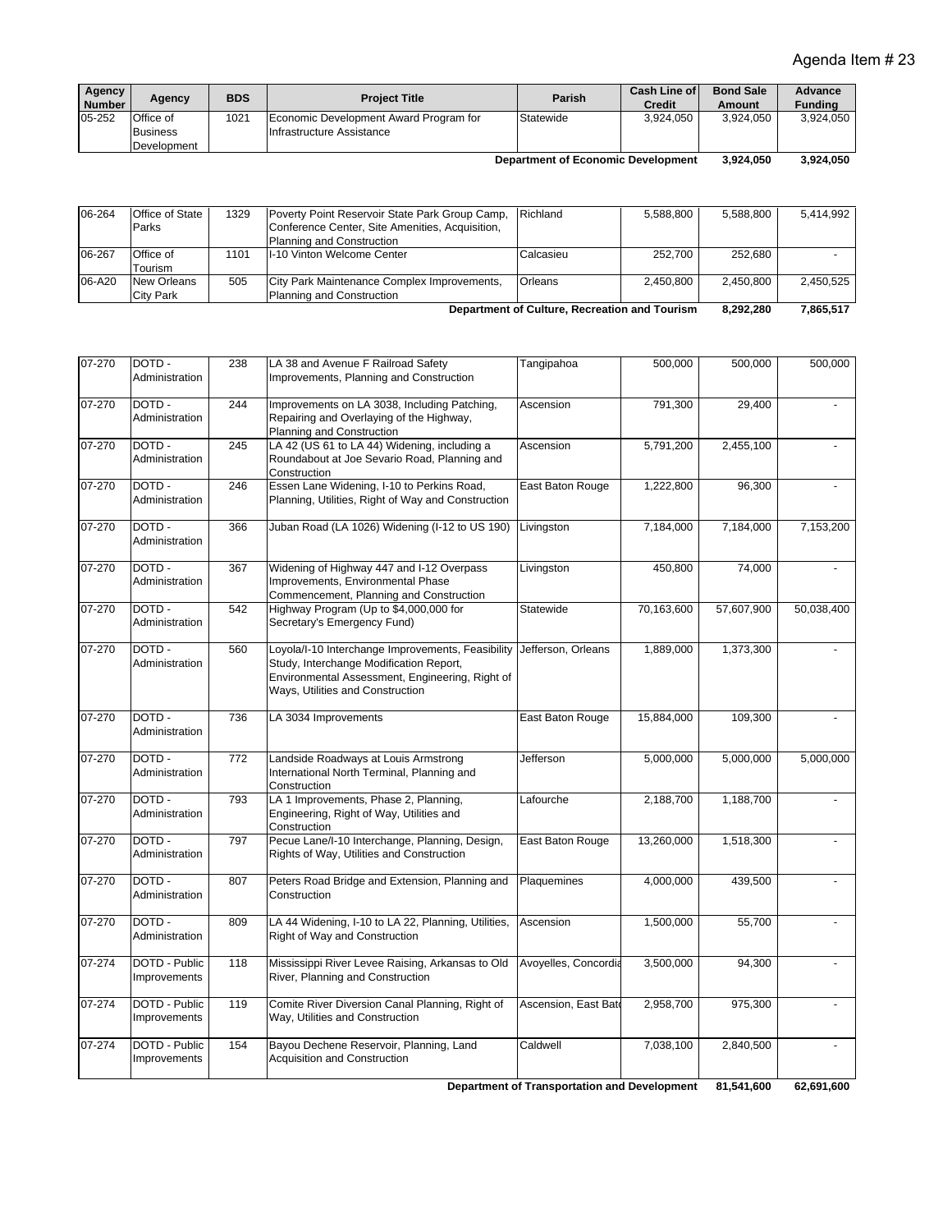Agenda Item # 23

| Agency Number | Agency | BDS | Project Title | Parish | Cash Line of Credit | Bond Sale Amount | Advance Funding |
|---|---|---|---|---|---|---|---|
| 05-252 | Office of Business Development | 1021 | Economic Development Award Program for Infrastructure Assistance | Statewide | 3,924,050 | 3,924,050 | 3,924,050 |
| | | | | **Department of Economic Development** | | **3,924,050** | **3,924,050** |
| 06-264 | Office of State Parks | 1329 | Poverty Point Reservoir State Park Group Camp, Conference Center, Site Amenities, Acquisition, Planning and Construction | Richland | 5,588,800 | 5,588,800 | 5,414,992 |
| 06-267 | Office of Tourism | 1101 | I-10 Vinton Welcome Center | Calcasieu | 252,700 | 252,680 | - |
| 06-A20 | New Orleans City Park | 505 | City Park Maintenance Complex Improvements, Planning and Construction | Orleans | 2,450,800 | 2,450,800 | 2,450,525 |
| | | | | **Department of Culture, Recreation and Tourism** | | **8,292,280** | **7,865,517** |
| 07-270 | DOTD - Administration | 238 | LA 38 and Avenue F Railroad Safety Improvements, Planning and Construction | Tangipahoa | 500,000 | 500,000 | 500,000 |
| 07-270 | DOTD - Administration | 244 | Improvements on LA 3038, Including Patching, Repairing and Overlaying of the Highway, Planning and Construction | Ascension | 791,300 | 29,400 | - |
| 07-270 | DOTD - Administration | 245 | LA 42 (US 61 to LA 44) Widening, including a Roundabout at Joe Sevario Road, Planning and Construction | Ascension | 5,791,200 | 2,455,100 | - |
| 07-270 | DOTD - Administration | 246 | Essen Lane Widening, I-10 to Perkins Road, Planning, Utilities, Right of Way and Construction | East Baton Rouge | 1,222,800 | 96,300 | - |
| 07-270 | DOTD - Administration | 366 | Juban Road (LA 1026) Widening (I-12 to US 190) | Livingston | 7,184,000 | 7,184,000 | 7,153,200 |
| 07-270 | DOTD - Administration | 367 | Widening of Highway 447 and I-12 Overpass Improvements, Environmental Phase Commencement, Planning and Construction | Livingston | 450,800 | 74,000 | - |
| 07-270 | DOTD - Administration | 542 | Highway Program (Up to $4,000,000 for Secretary's Emergency Fund) | Statewide | 70,163,600 | 57,607,900 | 50,038,400 |
| 07-270 | DOTD - Administration | 560 | Loyola/I-10 Interchange Improvements, Feasibility Study, Interchange Modification Report, Environmental Assessment, Engineering, Right of Ways, Utilities and Construction | Jefferson, Orleans | 1,889,000 | 1,373,300 | - |
| 07-270 | DOTD - Administration | 736 | LA 3034 Improvements | East Baton Rouge | 15,884,000 | 109,300 | - |
| 07-270 | DOTD - Administration | 772 | Landside Roadways at Louis Armstrong International North Terminal, Planning and Construction | Jefferson | 5,000,000 | 5,000,000 | 5,000,000 |
| 07-270 | DOTD - Administration | 793 | LA 1 Improvements, Phase 2, Planning, Engineering, Right of Way, Utilities and Construction | Lafourche | 2,188,700 | 1,188,700 | - |
| 07-270 | DOTD - Administration | 797 | Pecue Lane/I-10 Interchange, Planning, Design, Rights of Way, Utilities and Construction | East Baton Rouge | 13,260,000 | 1,518,300 | - |
| 07-270 | DOTD - Administration | 807 | Peters Road Bridge and Extension, Planning and Construction | Plaquemines | 4,000,000 | 439,500 | - |
| 07-270 | DOTD - Administration | 809 | LA 44 Widening, I-10 to LA 22, Planning, Utilities, Right of Way and Construction | Ascension | 1,500,000 | 55,700 | - |
| 07-274 | DOTD - Public Improvements | 118 | Mississippi River Levee Raising, Arkansas to Old River, Planning and Construction | Avoyelles, Concordia | 3,500,000 | 94,300 | - |
| 07-274 | DOTD - Public Improvements | 119 | Comite River Diversion Canal Planning, Right of Way, Utilities and Construction | Ascension, East Bato | 2,958,700 | 975,300 | - |
| 07-274 | DOTD - Public Improvements | 154 | Bayou Dechene Reservoir, Planning, Land Acquisition and Construction | Caldwell | 7,038,100 | 2,840,500 | - |
| | | | | **Department of Transportation and Development** | | **81,541,600** | **62,691,600** |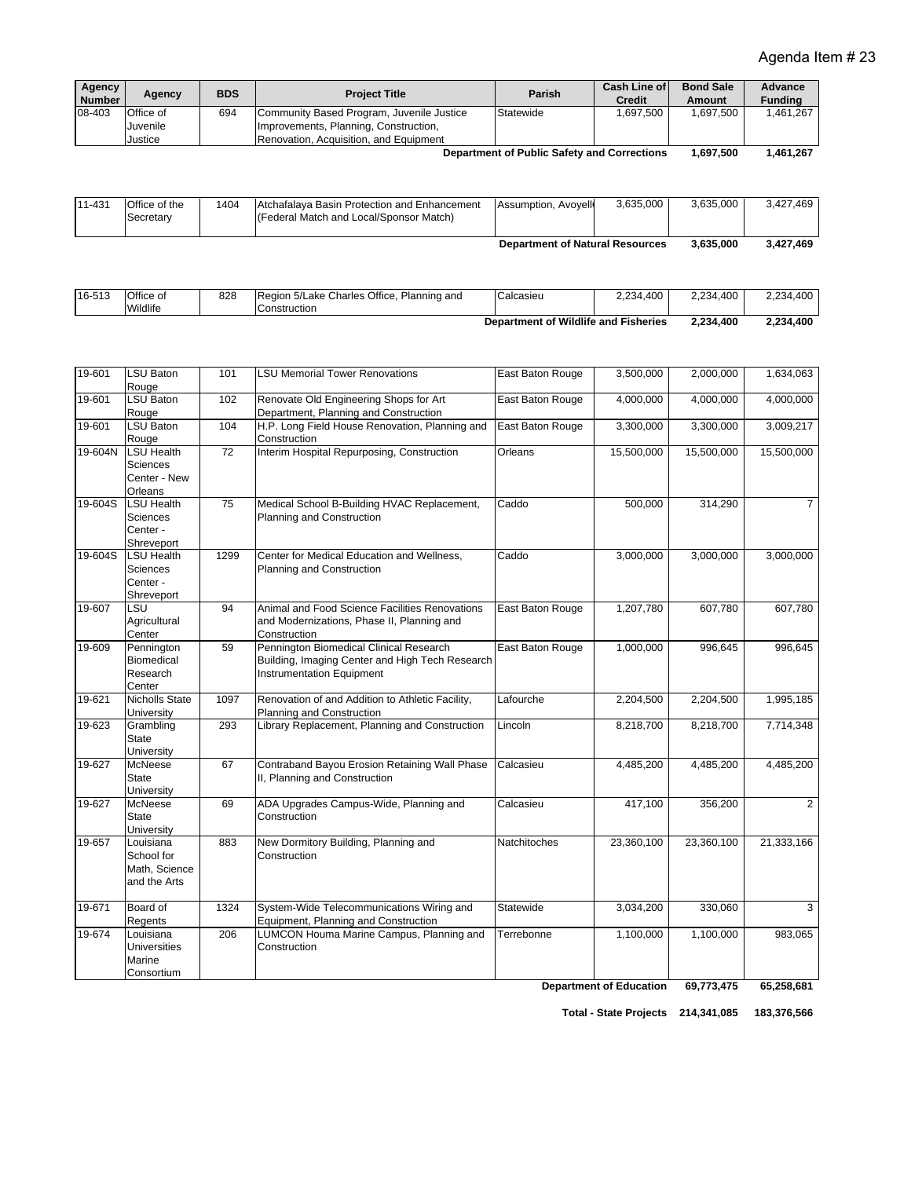Agenda Item # 23

| Agency Number | Agency | BDS | Project Title | Parish | Cash Line of Credit | Bond Sale Amount | Advance Funding |
|---|---|---|---|---|---|---|---|
| 08-403 | Office of Juvenile Justice | 694 | Community Based Program, Juvenile Justice Improvements, Planning, Construction, Renovation, Acquisition, and Equipment | Statewide | 1,697,500 | 1,697,500 | 1,461,267 |
| | | | | **Department of Public Safety and Corrections** | | **1,697,500** | **1,461,267** |
| 11-431 | Office of the Secretary | 1404 | Atchafalaya Basin Protection and Enhancement (Federal Match and Local/Sponsor Match) | Assumption, Avoyelle | 3,635,000 | 3,635,000 | 3,427,469 |
| | | | | **Department of Natural Resources** | | **3,635,000** | **3,427,469** |
| 16-513 | Office of Wildlife | 828 | Region 5/Lake Charles Office, Planning and Construction | Calcasieu | 2,234,400 | 2,234,400 | 2,234,400 |
| | | | | **Department of Wildlife and Fisheries** | | **2,234,400** | **2,234,400** |
| 19-601 | LSU Baton Rouge | 101 | LSU Memorial Tower Renovations | East Baton Rouge | 3,500,000 | 2,000,000 | 1,634,063 |
| 19-601 | LSU Baton Rouge | 102 | Renovate Old Engineering Shops for Art Department, Planning and Construction | East Baton Rouge | 4,000,000 | 4,000,000 | 4,000,000 |
| 19-601 | LSU Baton Rouge | 104 | H.P. Long Field House Renovation, Planning and Construction | East Baton Rouge | 3,300,000 | 3,300,000 | 3,009,217 |
| 19-604N | LSU Health Sciences Center - New Orleans | 72 | Interim Hospital Repurposing, Construction | Orleans | 15,500,000 | 15,500,000 | 15,500,000 |
| 19-604S | LSU Health Sciences Center - Shreveport | 75 | Medical School B-Building HVAC Replacement, Planning and Construction | Caddo | 500,000 | 314,290 | 7 |
| 19-604S | LSU Health Sciences Center - Shreveport | 1299 | Center for Medical Education and Wellness, Planning and Construction | Caddo | 3,000,000 | 3,000,000 | 3,000,000 |
| 19-607 | LSU Agricultural Center | 94 | Animal and Food Science Facilities Renovations and Modernizations, Phase II, Planning and Construction | East Baton Rouge | 1,207,780 | 607,780 | 607,780 |
| 19-609 | Pennington Biomedical Research Center | 59 | Pennington Biomedical Clinical Research Building, Imaging Center and High Tech Research Instrumentation Equipment | East Baton Rouge | 1,000,000 | 996,645 | 996,645 |
| 19-621 | Nicholls State University | 1097 | Renovation of and Addition to Athletic Facility, Planning and Construction | Lafourche | 2,204,500 | 2,204,500 | 1,995,185 |
| 19-623 | Grambling State University | 293 | Library Replacement, Planning and Construction | Lincoln | 8,218,700 | 8,218,700 | 7,714,348 |
| 19-627 | McNeese State University | 67 | Contraband Bayou Erosion Retaining Wall Phase II, Planning and Construction | Calcasieu | 4,485,200 | 4,485,200 | 4,485,200 |
| 19-627 | McNeese State University | 69 | ADA Upgrades Campus-Wide, Planning and Construction | Calcasieu | 417,100 | 356,200 | 2 |
| 19-657 | Louisiana School for Math, Science and the Arts | 883 | New Dormitory Building, Planning and Construction | Natchitoches | 23,360,100 | 23,360,100 | 21,333,166 |
| 19-671 | Board of Regents | 1324 | System-Wide Telecommunications Wiring and Equipment, Planning and Construction | Statewide | 3,034,200 | 330,060 | 3 |
| 19-674 | Louisiana Universities Marine Consortium | 206 | LUMCON Houma Marine Campus, Planning and Construction | Terrebonne | 1,100,000 | 1,100,000 | 983,065 |
| | | | | | **Department of Education** | **69,773,475** | **65,258,681** |
| | | | | | **Total - State Projects** | **214,341,085** | **183,376,566** |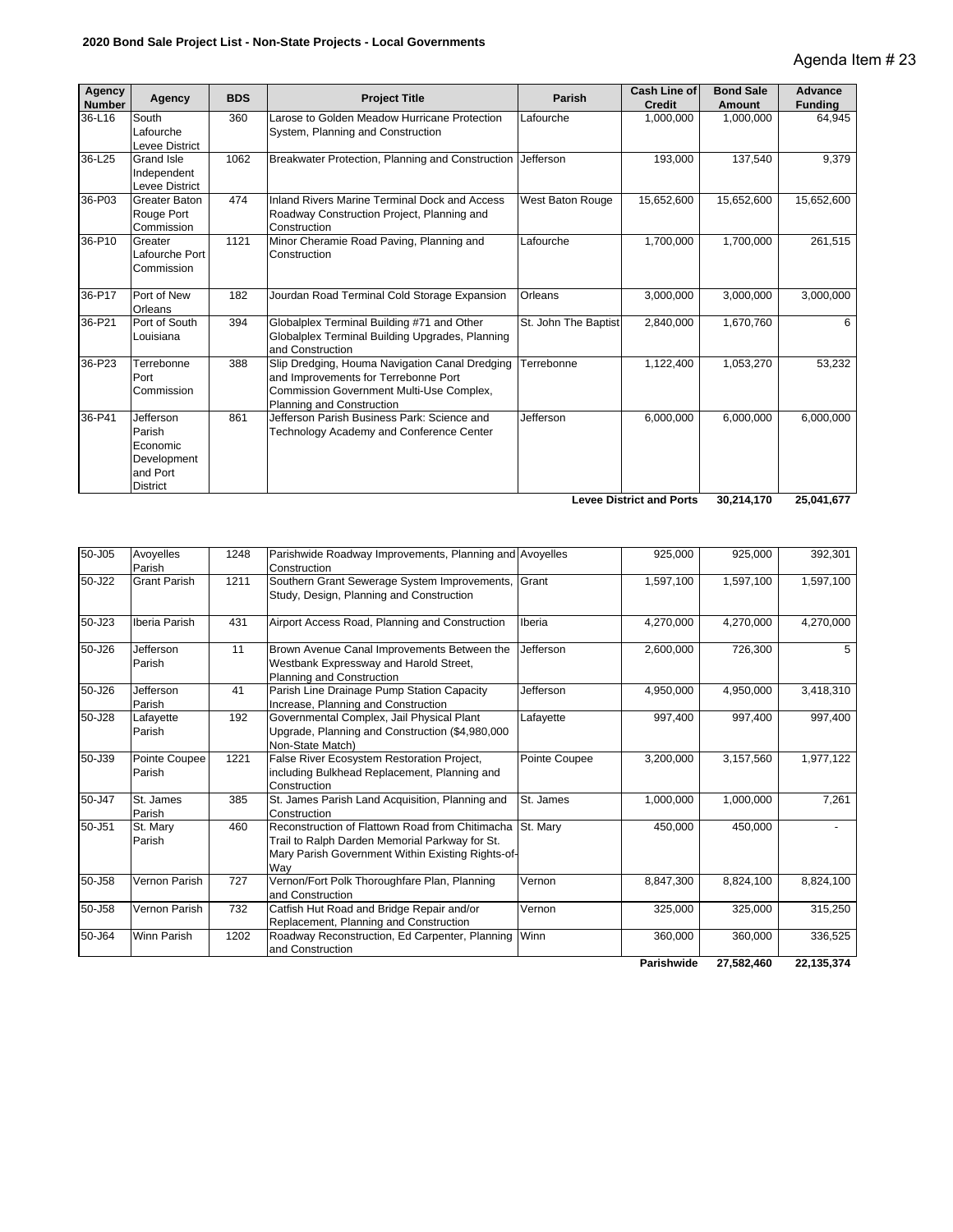**2020 Bond Sale Project List - Non-State Projects - Local Governments**

Agenda Item # 23

| Agency Number | Agency | BDS | Project Title | Parish | Cash Line of Credit | Bond Sale Amount | Advance Funding |
|---|---|---|---|---|---|---|---|
| 36-L16 | South Lafourche Levee District | 360 | Larose to Golden Meadow Hurricane Protection System, Planning and Construction | Lafourche | 1,000,000 | 1,000,000 | 64,945 |
| 36-L25 | Grand Isle Independent Levee District | 1062 | Breakwater Protection, Planning and Construction | Jefferson | 193,000 | 137,540 | 9,379 |
| 36-P03 | Greater Baton Rouge Port Commission | 474 | Inland Rivers Marine Terminal Dock and Access Roadway Construction Project, Planning and Construction | West Baton Rouge | 15,652,600 | 15,652,600 | 15,652,600 |
| 36-P10 | Greater Lafourche Port Commission | 1121 | Minor Cheramie Road Paving, Planning and Construction | Lafourche | 1,700,000 | 1,700,000 | 261,515 |
| 36-P17 | Port of New Orleans | 182 | Jourdan Road Terminal Cold Storage Expansion | Orleans | 3,000,000 | 3,000,000 | 3,000,000 |
| 36-P21 | Port of South Louisiana | 394 | Globalplex Terminal Building #71 and Other Globalplex Terminal Building Upgrades, Planning and Construction | St. John The Baptist | 2,840,000 | 1,670,760 | 6 |
| 36-P23 | Terrebonne Port Commission | 388 | Slip Dredging, Houma Navigation Canal Dredging and Improvements for Terrebonne Port Commission Government Multi-Use Complex, Planning and Construction | Terrebonne | 1,122,400 | 1,053,270 | 53,232 |
| 36-P41 | Jefferson Parish Economic Development and Port District | 861 | Jefferson Parish Business Park: Science and Technology Academy and Conference Center | Jefferson | 6,000,000 | 6,000,000 | 6,000,000 |
| | | | | | **Levee District and Ports** | **30,214,170** | **25,041,677** |

| Agency Number | Agency | BDS | Project Title | Parish | Cash Line of Credit | Bond Sale Amount | Advance Funding |
|---|---|---|---|---|---|---|---|
| 50-J05 | Avoyelles Parish | 1248 | Parishwide Roadway Improvements, Planning and Construction | Avoyelles | 925,000 | 925,000 | 392,301 |
| 50-J22 | Grant Parish | 1211 | Southern Grant Sewerage System Improvements, Study, Design, Planning and Construction | Grant | 1,597,100 | 1,597,100 | 1,597,100 |
| 50-J23 | Iberia Parish | 431 | Airport Access Road, Planning and Construction | Iberia | 4,270,000 | 4,270,000 | 4,270,000 |
| 50-J26 | Jefferson Parish | 11 | Brown Avenue Canal Improvements Between the Westbank Expressway and Harold Street, Planning and Construction | Jefferson | 2,600,000 | 726,300 | 5 |
| 50-J26 | Jefferson Parish | 41 | Parish Line Drainage Pump Station Capacity Increase, Planning and Construction | Jefferson | 4,950,000 | 4,950,000 | 3,418,310 |
| 50-J28 | Lafayette Parish | 192 | Governmental Complex, Jail Physical Plant Upgrade, Planning and Construction ($4,980,000 Non-State Match) | Lafayette | 997,400 | 997,400 | 997,400 |
| 50-J39 | Pointe Coupee Parish | 1221 | False River Ecosystem Restoration Project, including Bulkhead Replacement, Planning and Construction | Pointe Coupee | 3,200,000 | 3,157,560 | 1,977,122 |
| 50-J47 | St. James Parish | 385 | St. James Parish Land Acquisition, Planning and Construction | St. James | 1,000,000 | 1,000,000 | 7,261 |
| 50-J51 | St. Mary Parish | 460 | Reconstruction of Flattown Road from Chitimacha Trail to Ralph Darden Memorial Parkway for St. Mary Parish Government Within Existing Rights-of-Way | St. Mary | 450,000 | 450,000 | - |
| 50-J58 | Vernon Parish | 727 | Vernon/Fort Polk Thoroughfare Plan, Planning and Construction | Vernon | 8,847,300 | 8,824,100 | 8,824,100 |
| 50-J58 | Vernon Parish | 732 | Catfish Hut Road and Bridge Repair and/or Replacement, Planning and Construction | Vernon | 325,000 | 325,000 | 315,250 |
| 50-J64 | Winn Parish | 1202 | Roadway Reconstruction, Ed Carpenter, Planning and Construction | Winn | 360,000 | 360,000 | 336,525 |
| | | | | | **Parishwide** | **27,582,460** | **22,135,374** |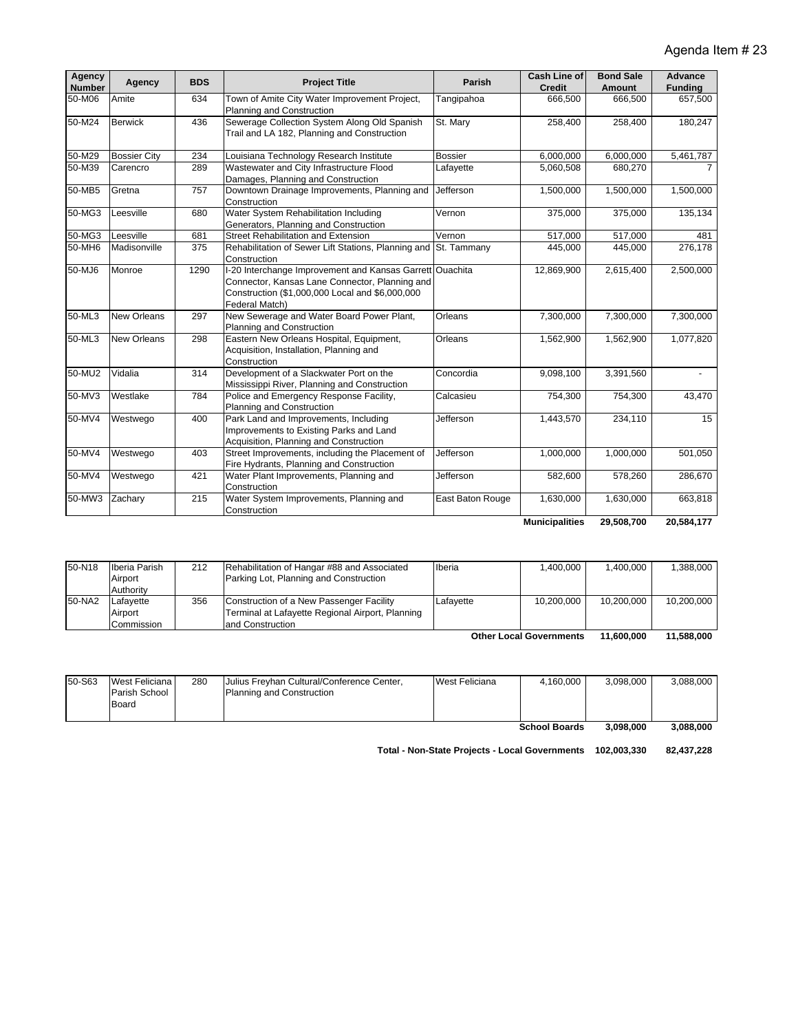Agenda Item # 23

| Agency Number | Agency | BDS | Project Title | Parish | Cash Line of Credit | Bond Sale Amount | Advance Funding |
|---|---|---|---|---|---|---|---|
| 50-M06 | Amite | 634 | Town of Amite City Water Improvement Project, Planning and Construction | Tangipahoa | 666,500 | 666,500 | 657,500 |
| 50-M24 | Berwick | 436 | Sewerage Collection System Along Old Spanish Trail and LA 182, Planning and Construction | St. Mary | 258,400 | 258,400 | 180,247 |
| 50-M29 | Bossier City | 234 | Louisiana Technology Research Institute | Bossier | 6,000,000 | 6,000,000 | 5,461,787 |
| 50-M39 | Carencro | 289 | Wastewater and City Infrastructure Flood Damages, Planning and Construction | Lafayette | 5,060,508 | 680,270 | 7 |
| 50-MB5 | Gretna | 757 | Downtown Drainage Improvements, Planning and Construction | Jefferson | 1,500,000 | 1,500,000 | 1,500,000 |
| 50-MG3 | Leesville | 680 | Water System Rehabilitation Including Generators, Planning and Construction | Vernon | 375,000 | 375,000 | 135,134 |
| 50-MG3 | Leesville | 681 | Street Rehabilitation and Extension | Vernon | 517,000 | 517,000 | 481 |
| 50-MH6 | Madisonville | 375 | Rehabilitation of Sewer Lift Stations, Planning and Construction | St. Tammany | 445,000 | 445,000 | 276,178 |
| 50-MJ6 | Monroe | 1290 | I-20 Interchange Improvement and Kansas Garrett Connector, Kansas Lane Connector, Planning and Construction ($1,000,000 Local and $6,000,000 Federal Match) | Ouachita | 12,869,900 | 2,615,400 | 2,500,000 |
| 50-ML3 | New Orleans | 297 | New Sewerage and Water Board Power Plant, Planning and Construction | Orleans | 7,300,000 | 7,300,000 | 7,300,000 |
| 50-ML3 | New Orleans | 298 | Eastern New Orleans Hospital, Equipment, Acquisition, Installation, Planning and Construction | Orleans | 1,562,900 | 1,562,900 | 1,077,820 |
| 50-MU2 | Vidalia | 314 | Development of a Slackwater Port on the Mississippi River, Planning and Construction | Concordia | 9,098,100 | 3,391,560 | - |
| 50-MV3 | Westlake | 784 | Police and Emergency Response Facility, Planning and Construction | Calcasieu | 754,300 | 754,300 | 43,470 |
| 50-MV4 | Westwego | 400 | Park Land and Improvements, Including Improvements to Existing Parks and Land Acquisition, Planning and Construction | Jefferson | 1,443,570 | 234,110 | 15 |
| 50-MV4 | Westwego | 403 | Street Improvements, including the Placement of Fire Hydrants, Planning and Construction | Jefferson | 1,000,000 | 1,000,000 | 501,050 |
| 50-MV4 | Westwego | 421 | Water Plant Improvements, Planning and Construction | Jefferson | 582,600 | 578,260 | 286,670 |
| 50-MW3 | Zachary | 215 | Water System Improvements, Planning and Construction | East Baton Rouge | 1,630,000 | 1,630,000 | 663,818 |
| | | | | | **Municipalities** | **29,508,700** | **20,584,177** |

| Agency Number | Agency | BDS | Project Title | Parish | Cash Line of Credit | Bond Sale Amount | Advance Funding |
|---|---|---|---|---|---|---|---|
| 50-N18 | Iberia Parish Airport Authority | 212 | Rehabilitation of Hangar #88 and Associated Parking Lot, Planning and Construction | Iberia | 1,400,000 | 1,400,000 | 1,388,000 |
| 50-NA2 | Lafayette Airport Commission | 356 | Construction of a New Passenger Facility Terminal at Lafayette Regional Airport, Planning and Construction | Lafayette | 10,200,000 | 10,200,000 | 10,200,000 |
| | | | | | **Other Local Governments** | **11,600,000** | **11,588,000** |

| Agency Number | Agency | BDS | Project Title | Parish | Cash Line of Credit | Bond Sale Amount | Advance Funding |
|---|---|---|---|---|---|---|---|
| 50-S63 | West Feliciana Parish School Board | 280 | Julius Freyhan Cultural/Conference Center, Planning and Construction | West Feliciana | 4,160,000 | 3,098,000 | 3,088,000 |
| | | | | | **School Boards** | **3,098,000** | **3,088,000** |

**Total - Non-State Projects - Local Governments 102,003,330 82,437,228**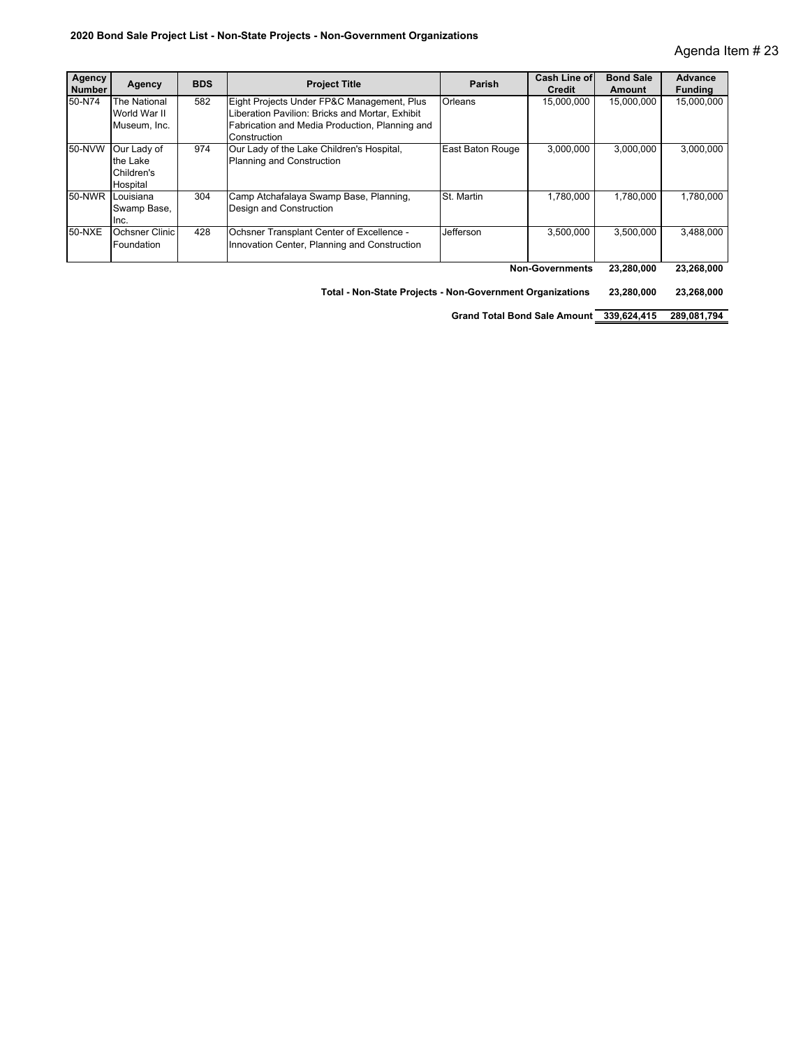**2020 Bond Sale Project List - Non-State Projects - Non-Government Organizations**

Agenda Item # 23

| Agency Number | Agency | BDS | Project Title | Parish | Cash Line of Credit | Bond Sale Amount | Advance Funding |
|---|---|---|---|---|---|---|---|
| 50-N74 | The National World War II Museum, Inc. | 582 | Eight Projects Under FP&C Management, Plus Liberation Pavilion: Bricks and Mortar, Exhibit Fabrication and Media Production, Planning and Construction | Orleans | 15,000,000 | 15,000,000 | 15,000,000 |
| 50-NVW | Our Lady of the Lake Children's Hospital | 974 | Our Lady of the Lake Children's Hospital, Planning and Construction | East Baton Rouge | 3,000,000 | 3,000,000 | 3,000,000 |
| 50-NWR | Louisiana Swamp Base, Inc. | 304 | Camp Atchafalaya Swamp Base, Planning, Design and Construction | St. Martin | 1,780,000 | 1,780,000 | 1,780,000 |
| 50-NXE | Ochsner Clinic Foundation | 428 | Ochsner Transplant Center of Excellence - Innovation Center, Planning and Construction | Jefferson | 3,500,000 | 3,500,000 | 3,488,000 |
| | | | | | **Non-Governments** | **23,280,000** | **23,268,000** |
| | | | | | **Total - Non-State Projects - Non-Government Organizations** | **23,280,000** | **23,268,000** |
| | | | | | **Grand Total Bond Sale Amount** | **339,624,415** | **289,081,794** |